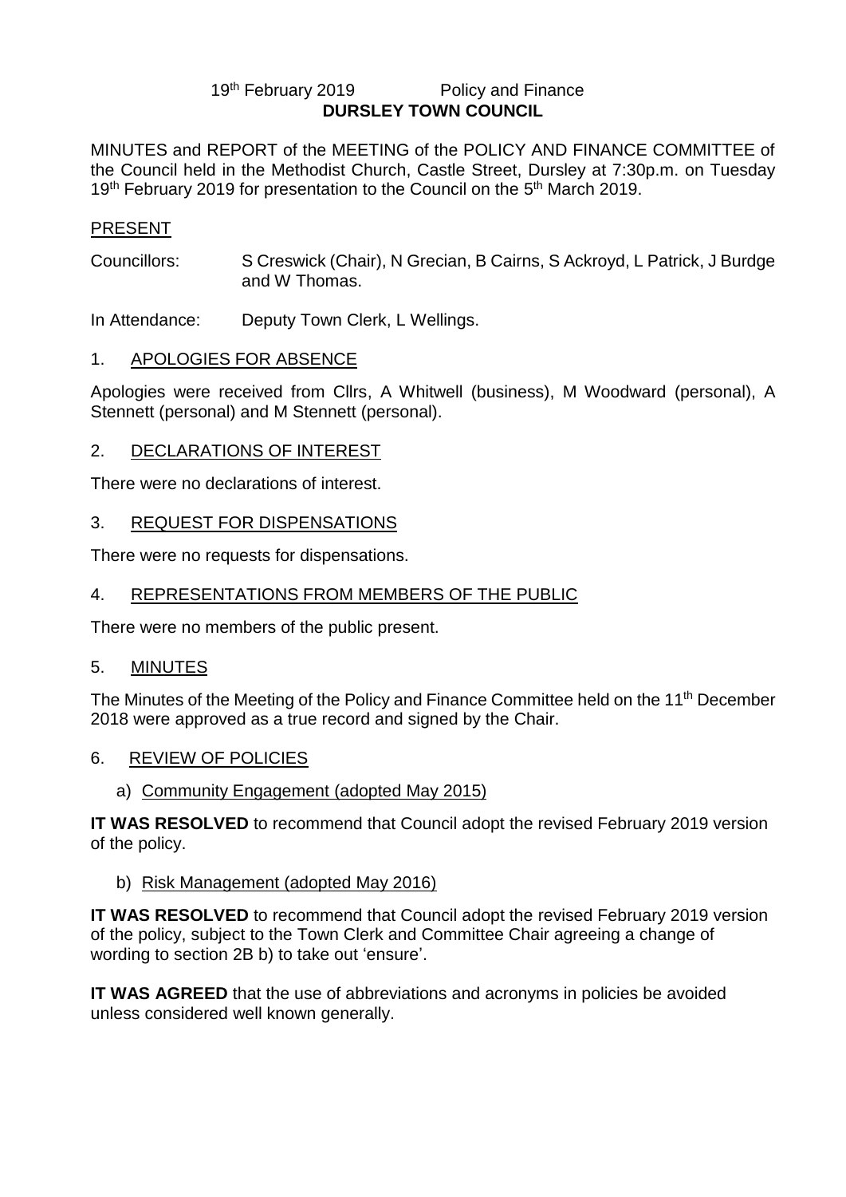19th February 2019 Policy and Finance

# DURSLEY TOWN COUNCIL

MINUTES and REPORT of the MEETING of the POLICY AND FINANCE COMMITTEE of the Council held in the Methodist Church, Castle Street, Dursley at 7:30p.m. on Tuesday 19th February 2019 for presentation to the Council on the 5th March 2019.

## PRESENT

Councillors: S Creswick (Chair), N Grecian, B Cairns, S Ackroyd, L Patrick, J Burdge and W Thomas.

In Attendance: Deputy Town Clerk, L Wellings.

## 1. APOLOGIES FOR ABSENCE

Apologies were received from Cllrs, A Whitwell (business), M Woodward (personal), A Stennett (personal) and M Stennett (personal).

## 2. DECLARATIONS OF INTEREST

There were no declarations of interest.

## 3. REQUEST FOR DISPENSATIONS

There were no requests for dispensations.

## 4. REPRESENTATIONS FROM MEMBERS OF THE PUBLIC

There were no members of the public present.

## 5. MINUTES

The Minutes of the Meeting of the Policy and Finance Committee held on the 11th December 2018 were approved as a true record and signed by the Chair.

## 6. REVIEW OF POLICIES

### a) Community Engagement (adopted May 2015)

**IT WAS RESOLVED** to recommend that Council adopt the revised February 2019 version of the policy.

### b) Risk Management (adopted May 2016)

**IT WAS RESOLVED** to recommend that Council adopt the revised February 2019 version of the policy, subject to the Town Clerk and Committee Chair agreeing a change of wording to section 2B b) to take out 'ensure'.

**IT WAS AGREED** that the use of abbreviations and acronyms in policies be avoided unless considered well known generally.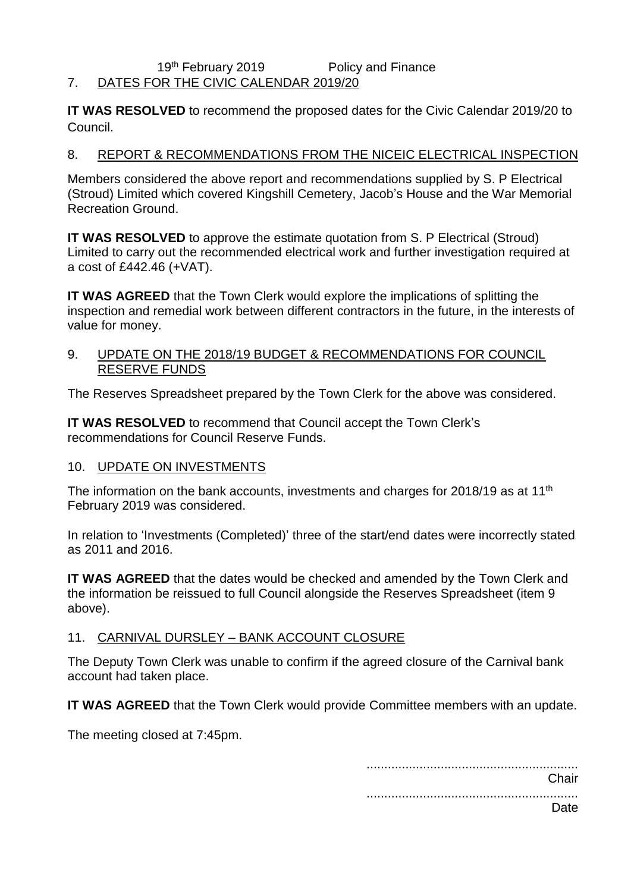7. DATES FOR THE CIVIC CALENDAR 2019/20

**IT WAS RESOLVED** to recommend the proposed dates for the Civic Calendar 2019/20 to Council.

8. REPORT & RECOMMENDATIONS FROM THE NICEIC ELECTRICAL INSPECTION

Members considered the above report and recommendations supplied by S. P Electrical (Stroud) Limited which covered Kingshill Cemetery, Jacob's House and the War Memorial Recreation Ground.

**IT WAS RESOLVED** to approve the estimate quotation from S. P Electrical (Stroud) Limited to carry out the recommended electrical work and further investigation required at a cost of £442.46 (+VAT).

**IT WAS AGREED** that the Town Clerk would explore the implications of splitting the inspection and remedial work between different contractors in the future, in the interests of value for money.

9. UPDATE ON THE 2018/19 BUDGET & RECOMMENDATIONS FOR COUNCIL RESERVE FUNDS

The Reserves Spreadsheet prepared by the Town Clerk for the above was considered.

**IT WAS RESOLVED** to recommend that Council accept the Town Clerk's recommendations for Council Reserve Funds.

10. UPDATE ON INVESTMENTS

The information on the bank accounts, investments and charges for 2018/19 as at 11th February 2019 was considered.

In relation to 'Investments (Completed)' three of the start/end dates were incorrectly stated as 2011 and 2016.

**IT WAS AGREED** that the dates would be checked and amended by the Town Clerk and the information be reissued to full Council alongside the Reserves Spreadsheet (item 9 above).

11. CARNIVAL DURSLEY – BANK ACCOUNT CLOSURE

The Deputy Town Clerk was unable to confirm if the agreed closure of the Carnival bank account had taken place.

**IT WAS AGREED** that the Town Clerk would provide Committee members with an update.

The meeting closed at 7:45pm.

............................................................
Chair

............................................................
Date